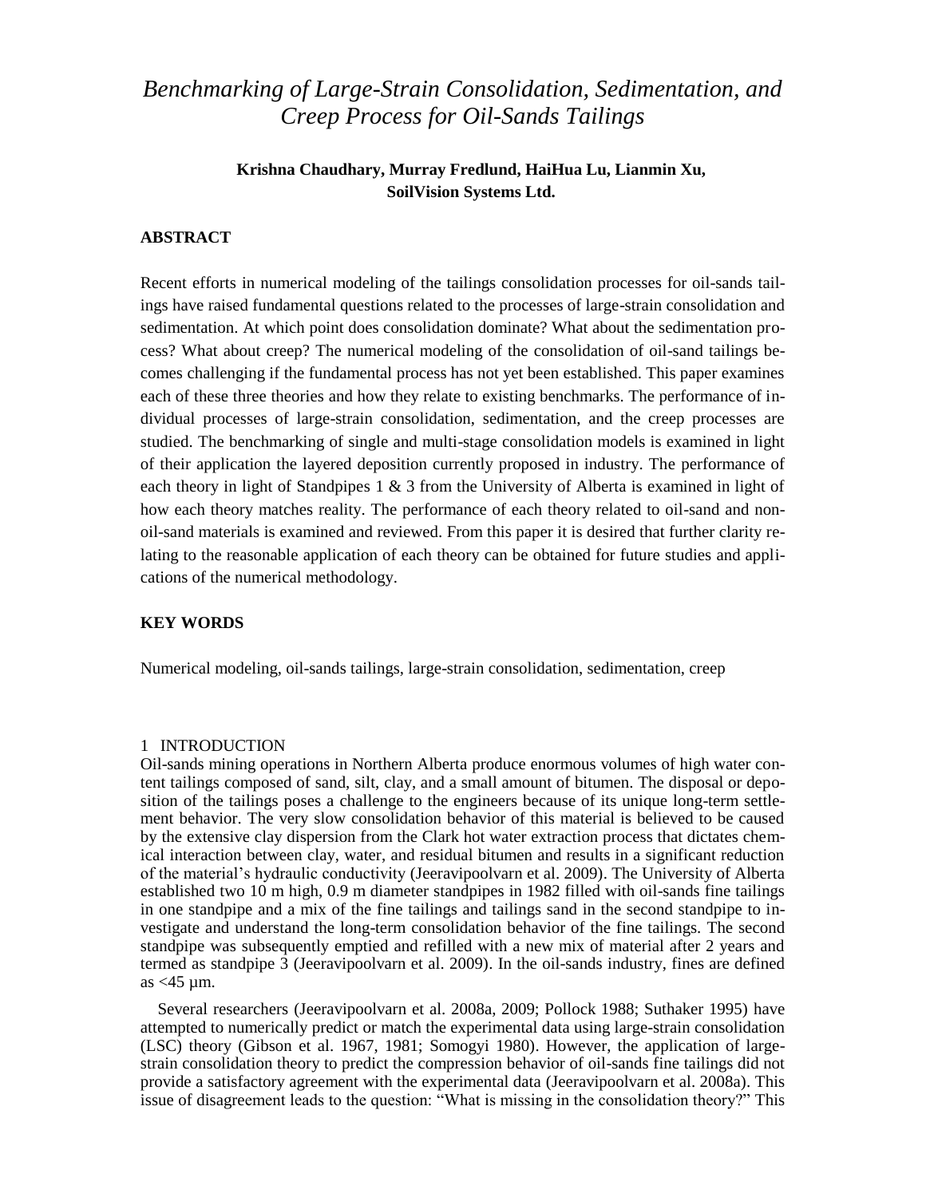# *Benchmarking of Large-Strain Consolidation, Sedimentation, and Creep Process for Oil-Sands Tailings*

**Krishna Chaudhary, Murray Fredlund, HaiHua Lu, Lianmin Xu,**
**SoilVision Systems Ltd.**

## ABSTRACT

Recent efforts in numerical modeling of the tailings consolidation processes for oil-sands tailings have raised fundamental questions related to the processes of large-strain consolidation and sedimentation. At which point does consolidation dominate? What about the sedimentation process? What about creep? The numerical modeling of the consolidation of oil-sand tailings becomes challenging if the fundamental process has not yet been established. This paper examines each of these three theories and how they relate to existing benchmarks. The performance of individual processes of large-strain consolidation, sedimentation, and the creep processes are studied. The benchmarking of single and multi-stage consolidation models is examined in light of their application the layered deposition currently proposed in industry. The performance of each theory in light of Standpipes 1 & 3 from the University of Alberta is examined in light of how each theory matches reality. The performance of each theory related to oil-sand and non-oil-sand materials is examined and reviewed. From this paper it is desired that further clarity relating to the reasonable application of each theory can be obtained for future studies and applications of the numerical methodology.

## KEY WORDS

Numerical modeling, oil-sands tailings, large-strain consolidation, sedimentation, creep

## 1 INTRODUCTION

Oil-sands mining operations in Northern Alberta produce enormous volumes of high water content tailings composed of sand, silt, clay, and a small amount of bitumen. The disposal or deposition of the tailings poses a challenge to the engineers because of its unique long-term settlement behavior. The very slow consolidation behavior of this material is believed to be caused by the extensive clay dispersion from the Clark hot water extraction process that dictates chemical interaction between clay, water, and residual bitumen and results in a significant reduction of the material's hydraulic conductivity (Jeeravipoolvarn et al. 2009). The University of Alberta established two 10 m high, 0.9 m diameter standpipes in 1982 filled with oil-sands fine tailings in one standpipe and a mix of the fine tailings and tailings sand in the second standpipe to investigate and understand the long-term consolidation behavior of the fine tailings. The second standpipe was subsequently emptied and refilled with a new mix of material after 2 years and termed as standpipe 3 (Jeeravipoolvarn et al. 2009). In the oil-sands industry, fines are defined as <45 µm.

Several researchers (Jeeravipoolvarn et al. 2008a, 2009; Pollock 1988; Suthaker 1995) have attempted to numerically predict or match the experimental data using large-strain consolidation (LSC) theory (Gibson et al. 1967, 1981; Somogyi 1980). However, the application of large-strain consolidation theory to predict the compression behavior of oil-sands fine tailings did not provide a satisfactory agreement with the experimental data (Jeeravipoolvarn et al. 2008a). This issue of disagreement leads to the question: "What is missing in the consolidation theory?" This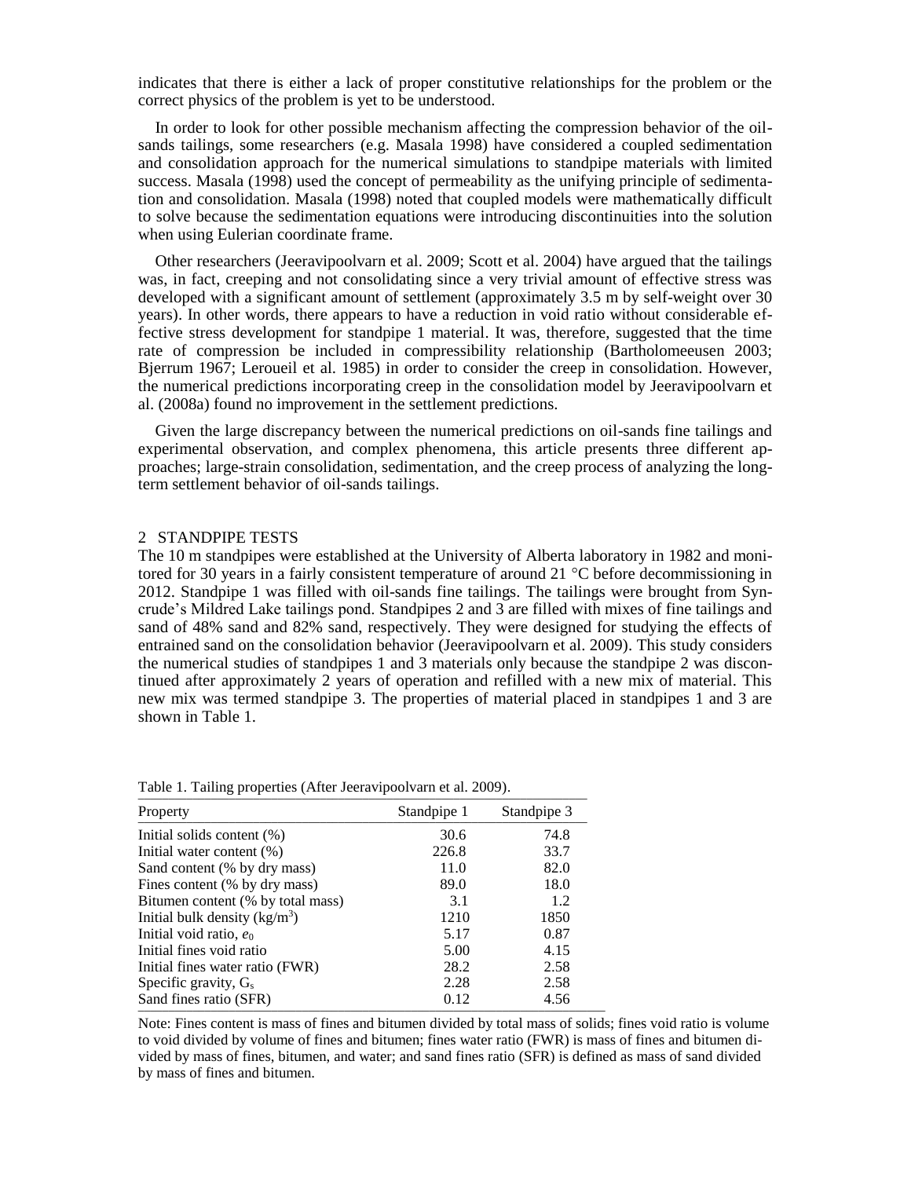indicates that there is either a lack of proper constitutive relationships for the problem or the correct physics of the problem is yet to be understood.

In order to look for other possible mechanism affecting the compression behavior of the oil-sands tailings, some researchers (e.g. Masala 1998) have considered a coupled sedimentation and consolidation approach for the numerical simulations to standpipe materials with limited success. Masala (1998) used the concept of permeability as the unifying principle of sedimentation and consolidation. Masala (1998) noted that coupled models were mathematically difficult to solve because the sedimentation equations were introducing discontinuities into the solution when using Eulerian coordinate frame.

Other researchers (Jeeravipoolvarn et al. 2009; Scott et al. 2004) have argued that the tailings was, in fact, creeping and not consolidating since a very trivial amount of effective stress was developed with a significant amount of settlement (approximately 3.5 m by self-weight over 30 years). In other words, there appears to have a reduction in void ratio without considerable effective stress development for standpipe 1 material. It was, therefore, suggested that the time rate of compression be included in compressibility relationship (Bartholomeeusen 2003; Bjerrum 1967; Leroueil et al. 1985) in order to consider the creep in consolidation. However, the numerical predictions incorporating creep in the consolidation model by Jeeravipoolvarn et al. (2008a) found no improvement in the settlement predictions.

Given the large discrepancy between the numerical predictions on oil-sands fine tailings and experimental observation, and complex phenomena, this article presents three different approaches; large-strain consolidation, sedimentation, and the creep process of analyzing the long-term settlement behavior of oil-sands tailings.

## 2 STANDPIPE TESTS

The 10 m standpipes were established at the University of Alberta laboratory in 1982 and monitored for 30 years in a fairly consistent temperature of around 21 °C before decommissioning in 2012. Standpipe 1 was filled with oil-sands fine tailings. The tailings were brought from Syncrude's Mildred Lake tailings pond. Standpipes 2 and 3 are filled with mixes of fine tailings and sand of 48% sand and 82% sand, respectively. They were designed for studying the effects of entrained sand on the consolidation behavior (Jeeravipoolvarn et al. 2009). This study considers the numerical studies of standpipes 1 and 3 materials only because the standpipe 2 was discontinued after approximately 2 years of operation and refilled with a new mix of material. This new mix was termed standpipe 3. The properties of material placed in standpipes 1 and 3 are shown in Table 1.

Table 1. Tailing properties (After Jeeravipoolvarn et al. 2009).

| Property | Standpipe 1 | Standpipe 3 |
|---|---|---|
| Initial solids content (%) | 30.6 | 74.8 |
| Initial water content (%) | 226.8 | 33.7 |
| Sand content (% by dry mass) | 11.0 | 82.0 |
| Fines content (% by dry mass) | 89.0 | 18.0 |
| Bitumen content (% by total mass) | 3.1 | 1.2 |
| Initial bulk density (kg/m$^3$) | 1210 | 1850 |
| Initial void ratio, $e_0$ | 5.17 | 0.87 |
| Initial fines void ratio | 5.00 | 4.15 |
| Initial fines water ratio (FWR) | 28.2 | 2.58 |
| Specific gravity, $G_s$ | 2.28 | 2.58 |
| Sand fines ratio (SFR) | 0.12 | 4.56 |

Note: Fines content is mass of fines and bitumen divided by total mass of solids; fines void ratio is volume to void divided by volume of fines and bitumen; fines water ratio (FWR) is mass of fines and bitumen divided by mass of fines, bitumen, and water; and sand fines ratio (SFR) is defined as mass of sand divided by mass of fines and bitumen.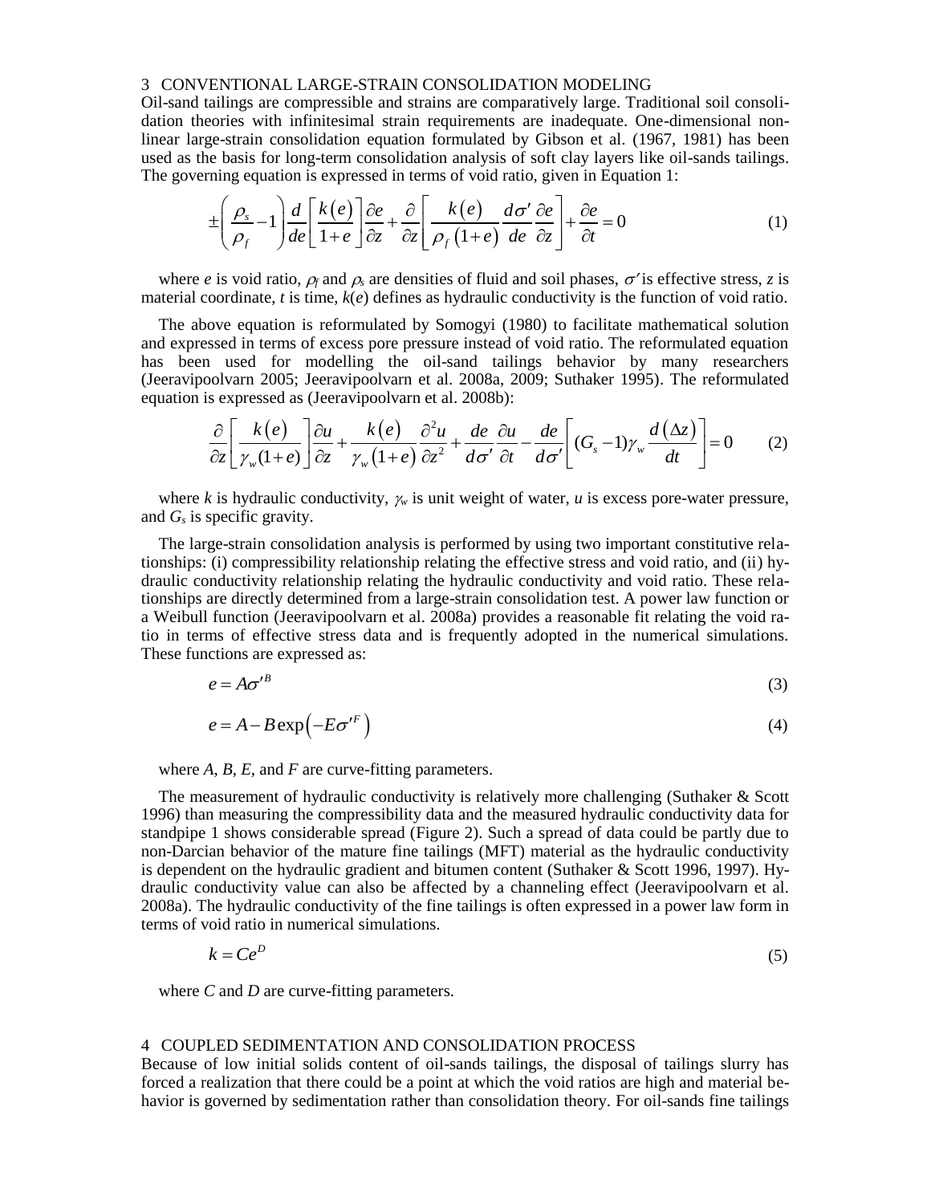## 3 CONVENTIONAL LARGE-STRAIN CONSOLIDATION MODELING

Oil-sand tailings are compressible and strains are comparatively large. Traditional soil consolidation theories with infinitesimal strain requirements are inadequate. One-dimensional non-linear large-strain consolidation equation formulated by Gibson et al. (1967, 1981) has been used as the basis for long-term consolidation analysis of soft clay layers like oil-sands tailings. The governing equation is expressed in terms of void ratio, given in Equation 1:

$$\pm\left(\frac{\rho_s}{\rho_f}-1\right)\frac{d}{de}\left[\frac{k(e)}{1+e}\right]\frac{\partial e}{\partial z}+\frac{\partial}{\partial z}\left[\frac{k(e)}{\rho_f(1+e)}\frac{d\sigma'}{de}\frac{\partial e}{\partial z}\right]+\frac{\partial e}{\partial t}=0 \quad (1)$$

where $e$ is void ratio, $\rho_f$ and $\rho_s$ are densities of fluid and soil phases, $\sigma'$ is effective stress, $z$ is material coordinate, $t$ is time, $k(e)$ defines as hydraulic conductivity is the function of void ratio.

The above equation is reformulated by Somogyi (1980) to facilitate mathematical solution and expressed in terms of excess pore pressure instead of void ratio. The reformulated equation has been used for modelling the oil-sand tailings behavior by many researchers (Jeeravipoolvarn 2005; Jeeravipoolvarn et al. 2008a, 2009; Suthaker 1995). The reformulated equation is expressed as (Jeeravipoolvarn et al. 2008b):

$$\frac{\partial}{\partial z}\left[\frac{k(e)}{\gamma_w(1+e)}\right]\frac{\partial u}{\partial z}+\frac{k(e)}{\gamma_w(1+e)}\frac{\partial^2 u}{\partial z^2}+\frac{de}{d\sigma'}\frac{\partial u}{\partial t}-\frac{de}{d\sigma'}\left[(G_s-1)\gamma_w\frac{d(\Delta z)}{dt}\right]=0 \quad (2)$$

where $k$ is hydraulic conductivity, $\gamma_w$ is unit weight of water, $u$ is excess pore-water pressure, and $G_s$ is specific gravity.

The large-strain consolidation analysis is performed by using two important constitutive relationships: (i) compressibility relationship relating the effective stress and void ratio, and (ii) hydraulic conductivity relationship relating the hydraulic conductivity and void ratio. These relationships are directly determined from a large-strain consolidation test. A power law function or a Weibull function (Jeeravipoolvarn et al. 2008a) provides a reasonable fit relating the void ratio in terms of effective stress data and is frequently adopted in the numerical simulations. These functions are expressed as:

$$e = A\sigma'^{B} \quad (3)$$

$$e = A - B\exp\left(-E\sigma'^{F}\right) \quad (4)$$

where $A$, $B$, $E$, and $F$ are curve-fitting parameters.

The measurement of hydraulic conductivity is relatively more challenging (Suthaker & Scott 1996) than measuring the compressibility data and the measured hydraulic conductivity data for standpipe 1 shows considerable spread (Figure 2). Such a spread of data could be partly due to non-Darcian behavior of the mature fine tailings (MFT) material as the hydraulic conductivity is dependent on the hydraulic gradient and bitumen content (Suthaker & Scott 1996, 1997). Hydraulic conductivity value can also be affected by a channeling effect (Jeeravipoolvarn et al. 2008a). The hydraulic conductivity of the fine tailings is often expressed in a power law form in terms of void ratio in numerical simulations.

$$k = Ce^{D} \quad (5)$$

where $C$ and $D$ are curve-fitting parameters.

## 4 COUPLED SEDIMENTATION AND CONSOLIDATION PROCESS

Because of low initial solids content of oil-sands tailings, the disposal of tailings slurry has forced a realization that there could be a point at which the void ratios are high and material behavior is governed by sedimentation rather than consolidation theory. For oil-sands fine tailings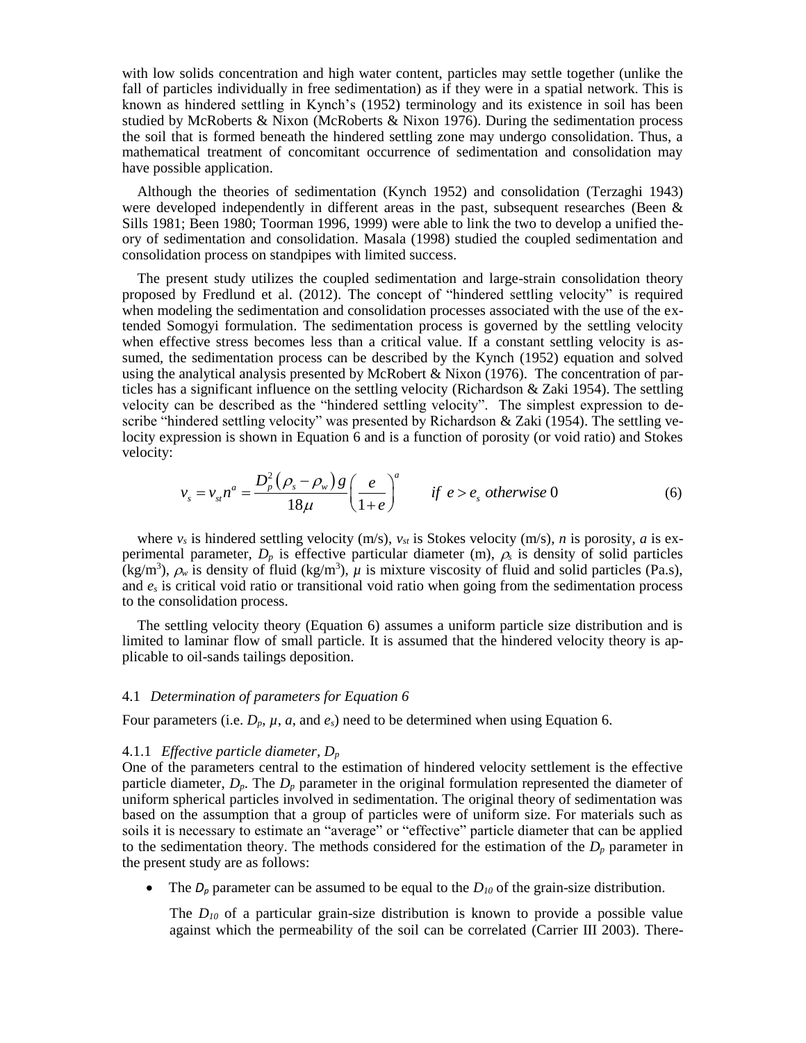with low solids concentration and high water content, particles may settle together (unlike the fall of particles individually in free sedimentation) as if they were in a spatial network. This is known as hindered settling in Kynch's (1952) terminology and its existence in soil has been studied by McRoberts & Nixon (McRoberts & Nixon 1976). During the sedimentation process the soil that is formed beneath the hindered settling zone may undergo consolidation. Thus, a mathematical treatment of concomitant occurrence of sedimentation and consolidation may have possible application.

Although the theories of sedimentation (Kynch 1952) and consolidation (Terzaghi 1943) were developed independently in different areas in the past, subsequent researches (Been & Sills 1981; Been 1980; Toorman 1996, 1999) were able to link the two to develop a unified theory of sedimentation and consolidation. Masala (1998) studied the coupled sedimentation and consolidation process on standpipes with limited success.

The present study utilizes the coupled sedimentation and large-strain consolidation theory proposed by Fredlund et al. (2012). The concept of "hindered settling velocity" is required when modeling the sedimentation and consolidation processes associated with the use of the extended Somogyi formulation. The sedimentation process is governed by the settling velocity when effective stress becomes less than a critical value. If a constant settling velocity is assumed, the sedimentation process can be described by the Kynch (1952) equation and solved using the analytical analysis presented by McRobert & Nixon (1976). The concentration of particles has a significant influence on the settling velocity (Richardson & Zaki 1954). The settling velocity can be described as the "hindered settling velocity". The simplest expression to describe "hindered settling velocity" was presented by Richardson & Zaki (1954). The settling velocity expression is shown in Equation 6 and is a function of porosity (or void ratio) and Stokes velocity:

$$v_s = v_{st} n^a = \frac{D_p^2 \left(\rho_s - \rho_w\right) g}{18\mu} \left(\frac{e}{1+e}\right)^a \qquad if\ e > e_s\ otherwise\ 0 \tag{6}$$

where $v_s$ is hindered settling velocity (m/s), $v_{st}$ is Stokes velocity (m/s), $n$ is porosity, $a$ is experimental parameter, $D_p$ is effective particular diameter (m), $\rho_s$ is density of solid particles (kg/m$^3$), $\rho_w$ is density of fluid (kg/m$^3$), $\mu$ is mixture viscosity of fluid and solid particles (Pa.s), and $e_s$ is critical void ratio or transitional void ratio when going from the sedimentation process to the consolidation process.

The settling velocity theory (Equation 6) assumes a uniform particle size distribution and is limited to laminar flow of small particle. It is assumed that the hindered velocity theory is applicable to oil-sands tailings deposition.

### 4.1 *Determination of parameters for Equation 6*

Four parameters (i.e. $D_p$, $\mu$, $a$, and $e_s$) need to be determined when using Equation 6.

#### 4.1.1 *Effective particle diameter, $D_p$*

One of the parameters central to the estimation of hindered velocity settlement is the effective particle diameter, $D_p$. The $D_p$ parameter in the original formulation represented the diameter of uniform spherical particles involved in sedimentation. The original theory of sedimentation was based on the assumption that a group of particles were of uniform size. For materials such as soils it is necessary to estimate an "average" or "effective" particle diameter that can be applied to the sedimentation theory. The methods considered for the estimation of the $D_p$ parameter in the present study are as follows:

- The $D_p$ parameter can be assumed to be equal to the $D_{10}$ of the grain-size distribution.

  The $D_{10}$ of a particular grain-size distribution is known to provide a possible value against which the permeability of the soil can be correlated (Carrier III 2003). There-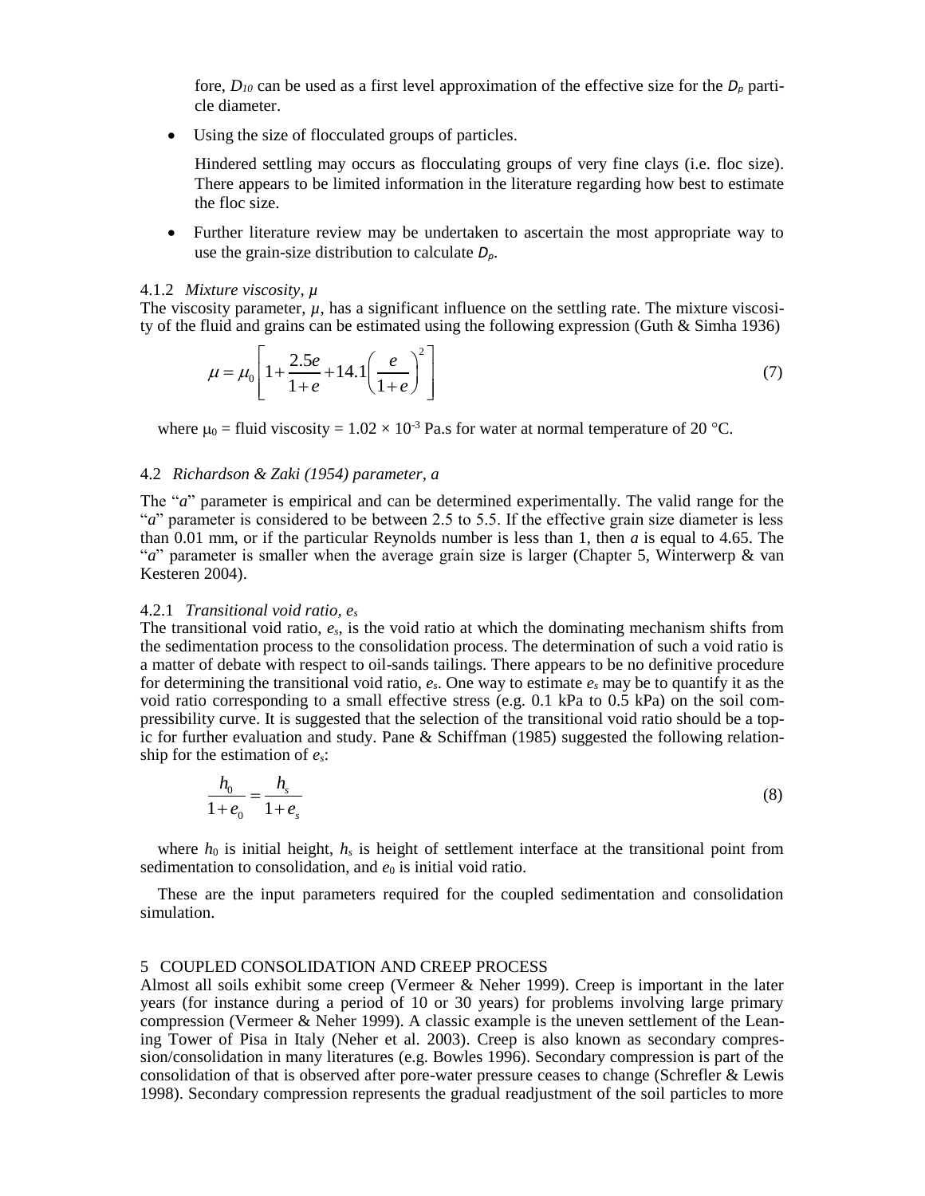fore, $D_{10}$ can be used as a first level approximation of the effective size for the $D_p$ particle diameter.

- Using the size of flocculated groups of particles.

  Hindered settling may occurs as flocculating groups of very fine clays (i.e. floc size). There appears to be limited information in the literature regarding how best to estimate the floc size.

- Further literature review may be undertaken to ascertain the most appropriate way to use the grain-size distribution to calculate $D_p$.

#### 4.1.2 *Mixture viscosity, μ*

The viscosity parameter, $\mu$, has a significant influence on the settling rate. The mixture viscosity of the fluid and grains can be estimated using the following expression (Guth & Simha 1936)

$$\mu = \mu_0 \left[ 1 + \frac{2.5e}{1+e} + 14.1 \left( \frac{e}{1+e} \right)^2 \right] \tag{7}$$

where $\mu_0$ = fluid viscosity = $1.02 \times 10^{-3}$ Pa.s for water at normal temperature of 20 °C.

### 4.2 *Richardson & Zaki (1954) parameter, a*

The "*a*" parameter is empirical and can be determined experimentally. The valid range for the "*a*" parameter is considered to be between 2.5 to 5.5. If the effective grain size diameter is less than 0.01 mm, or if the particular Reynolds number is less than 1, then *a* is equal to 4.65. The "*a*" parameter is smaller when the average grain size is larger (Chapter 5, Winterwerp & van Kesteren 2004).

#### 4.2.1 *Transitional void ratio, $e_s$*

The transitional void ratio, $e_s$, is the void ratio at which the dominating mechanism shifts from the sedimentation process to the consolidation process. The determination of such a void ratio is a matter of debate with respect to oil-sands tailings. There appears to be no definitive procedure for determining the transitional void ratio, $e_s$. One way to estimate $e_s$ may be to quantify it as the void ratio corresponding to a small effective stress (e.g. 0.1 kPa to 0.5 kPa) on the soil compressibility curve. It is suggested that the selection of the transitional void ratio should be a topic for further evaluation and study. Pane & Schiffman (1985) suggested the following relationship for the estimation of $e_s$:

$$\frac{h_0}{1+e_0} = \frac{h_s}{1+e_s} \tag{8}$$

where $h_0$ is initial height, $h_s$ is height of settlement interface at the transitional point from sedimentation to consolidation, and $e_0$ is initial void ratio.

These are the input parameters required for the coupled sedimentation and consolidation simulation.

## 5 COUPLED CONSOLIDATION AND CREEP PROCESS

Almost all soils exhibit some creep (Vermeer & Neher 1999). Creep is important in the later years (for instance during a period of 10 or 30 years) for problems involving large primary compression (Vermeer & Neher 1999). A classic example is the uneven settlement of the Leaning Tower of Pisa in Italy (Neher et al. 2003). Creep is also known as secondary compression/consolidation in many literatures (e.g. Bowles 1996). Secondary compression is part of the consolidation of that is observed after pore-water pressure ceases to change (Schrefler & Lewis 1998). Secondary compression represents the gradual readjustment of the soil particles to more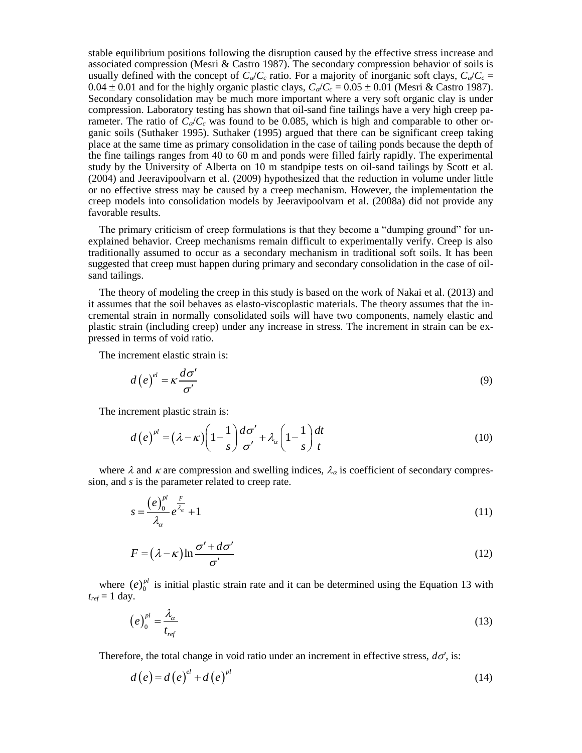stable equilibrium positions following the disruption caused by the effective stress increase and associated compression (Mesri & Castro 1987). The secondary compression behavior of soils is usually defined with the concept of $C_\alpha/C_c$ ratio. For a majority of inorganic soft clays, $C_\alpha/C_c = 0.04 \pm 0.01$ and for the highly organic plastic clays, $C_\alpha/C_c = 0.05 \pm 0.01$ (Mesri & Castro 1987). Secondary consolidation may be much more important where a very soft organic clay is under compression. Laboratory testing has shown that oil-sand fine tailings have a very high creep parameter. The ratio of $C_\alpha/C_c$ was found to be 0.085, which is high and comparable to other organic soils (Suthaker 1995). Suthaker (1995) argued that there can be significant creep taking place at the same time as primary consolidation in the case of tailing ponds because the depth of the fine tailings ranges from 40 to 60 m and ponds were filled fairly rapidly. The experimental study by the University of Alberta on 10 m standpipe tests on oil-sand tailings by Scott et al. (2004) and Jeeravipoolvarn et al. (2009) hypothesized that the reduction in volume under little or no effective stress may be caused by a creep mechanism. However, the implementation the creep models into consolidation models by Jeeravipoolvarn et al. (2008a) did not provide any favorable results.

The primary criticism of creep formulations is that they become a "dumping ground" for unexplained behavior. Creep mechanisms remain difficult to experimentally verify. Creep is also traditionally assumed to occur as a secondary mechanism in traditional soft soils. It has been suggested that creep must happen during primary and secondary consolidation in the case of oil-sand tailings.

The theory of modeling the creep in this study is based on the work of Nakai et al. (2013) and it assumes that the soil behaves as elasto-viscoplastic materials. The theory assumes that the incremental strain in normally consolidated soils will have two components, namely elastic and plastic strain (including creep) under any increase in stress. The increment in strain can be expressed in terms of void ratio.

The increment elastic strain is:

$$d\left(e\right)^{el} = \kappa \frac{d\sigma'}{\sigma'} \tag{9}$$

The increment plastic strain is:

$$d\left(e\right)^{pl} = \left(\lambda - \kappa\right)\left(1 - \frac{1}{s}\right)\frac{d\sigma'}{\sigma'} + \lambda_\alpha \left(1 - \frac{1}{s}\right)\frac{dt}{t} \tag{10}$$

where $\lambda$ and $\kappa$ are compression and swelling indices, $\lambda_\alpha$ is coefficient of secondary compression, and $s$ is the parameter related to creep rate.

$$s = \frac{\left(e\right)_0^{pl}}{\lambda_\alpha} e^{\frac{F}{\lambda_\alpha}} + 1 \tag{11}$$

$$F = \left(\lambda - \kappa\right)\ln\frac{\sigma' + d\sigma'}{\sigma'} \tag{12}$$

where $(e)_0^{pl}$ is initial plastic strain rate and it can be determined using the Equation 13 with $t_{ref} = 1$ day.

$$\left(e\right)_0^{pl} = \frac{\lambda_\alpha}{t_{ref}} \tag{13}$$

Therefore, the total change in void ratio under an increment in effective stress, $d\sigma'$, is:

$$d\left(e\right) = d\left(e\right)^{el} + d\left(e\right)^{pl} \tag{14}$$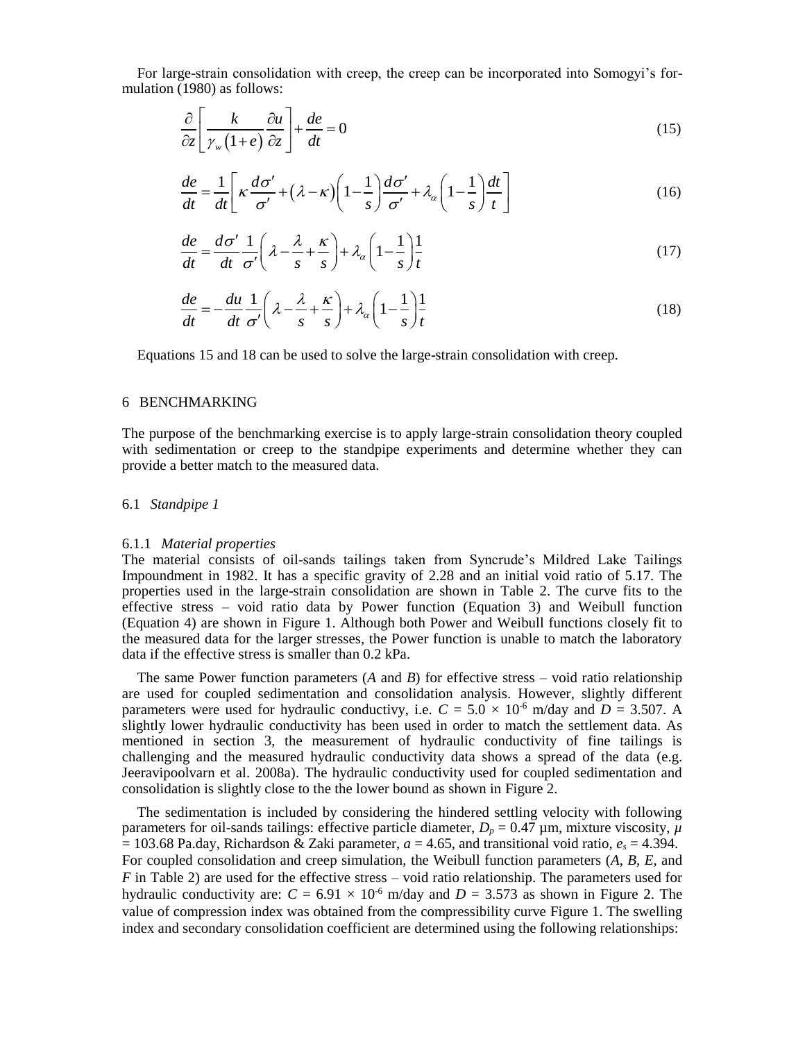For large-strain consolidation with creep, the creep can be incorporated into Somogyi's formulation (1980) as follows:

$$\frac{\partial}{\partial z}\left[\frac{k}{\gamma_w(1+e)}\frac{\partial u}{\partial z}\right]+\frac{de}{dt}=0 \tag{15}$$

$$\frac{de}{dt}=\frac{1}{dt}\left[\kappa\frac{d\sigma'}{\sigma'}+(\lambda-\kappa)\left(1-\frac{1}{s}\right)\frac{d\sigma'}{\sigma'}+\lambda_\alpha\left(1-\frac{1}{s}\right)\frac{dt}{t}\right] \tag{16}$$

$$\frac{de}{dt}=\frac{d\sigma'}{dt}\frac{1}{\sigma'}\left(\lambda-\frac{\lambda}{s}+\frac{\kappa}{s}\right)+\lambda_\alpha\left(1-\frac{1}{s}\right)\frac{1}{t} \tag{17}$$

$$\frac{de}{dt}=-\frac{du}{dt}\frac{1}{\sigma'}\left(\lambda-\frac{\lambda}{s}+\frac{\kappa}{s}\right)+\lambda_\alpha\left(1-\frac{1}{s}\right)\frac{1}{t} \tag{18}$$

Equations 15 and 18 can be used to solve the large-strain consolidation with creep.

## 6 BENCHMARKING

The purpose of the benchmarking exercise is to apply large-strain consolidation theory coupled with sedimentation or creep to the standpipe experiments and determine whether they can provide a better match to the measured data.

### 6.1 *Standpipe 1*

#### 6.1.1 *Material properties*

The material consists of oil-sands tailings taken from Syncrude's Mildred Lake Tailings Impoundment in 1982. It has a specific gravity of 2.28 and an initial void ratio of 5.17. The properties used in the large-strain consolidation are shown in Table 2. The curve fits to the effective stress – void ratio data by Power function (Equation 3) and Weibull function (Equation 4) are shown in Figure 1. Although both Power and Weibull functions closely fit to the measured data for the larger stresses, the Power function is unable to match the laboratory data if the effective stress is smaller than 0.2 kPa.

The same Power function parameters ($A$ and $B$) for effective stress – void ratio relationship are used for coupled sedimentation and consolidation analysis. However, slightly different parameters were used for hydraulic conductivy, i.e. $C = 5.0 \times 10^{-6}$ m/day and $D = 3.507$. A slightly lower hydraulic conductivity has been used in order to match the settlement data. As mentioned in section 3, the measurement of hydraulic conductivity of fine tailings is challenging and the measured hydraulic conductivity data shows a spread of the data (e.g. Jeeravipoolvarn et al. 2008a). The hydraulic conductivity used for coupled sedimentation and consolidation is slightly close to the the lower bound as shown in Figure 2.

The sedimentation is included by considering the hindered settling velocity with following parameters for oil-sands tailings: effective particle diameter, $D_p = 0.47$ µm, mixture viscosity, $\mu = 103.68$ Pa.day, Richardson & Zaki parameter, $a = 4.65$, and transitional void ratio, $e_s = 4.394$. For coupled consolidation and creep simulation, the Weibull function parameters ($A$, $B$, $E$, and $F$ in Table 2) are used for the effective stress – void ratio relationship. The parameters used for hydraulic conductivity are: $C = 6.91 \times 10^{-6}$ m/day and $D = 3.573$ as shown in Figure 2. The value of compression index was obtained from the compressibility curve Figure 1. The swelling index and secondary consolidation coefficient are determined using the following relationships: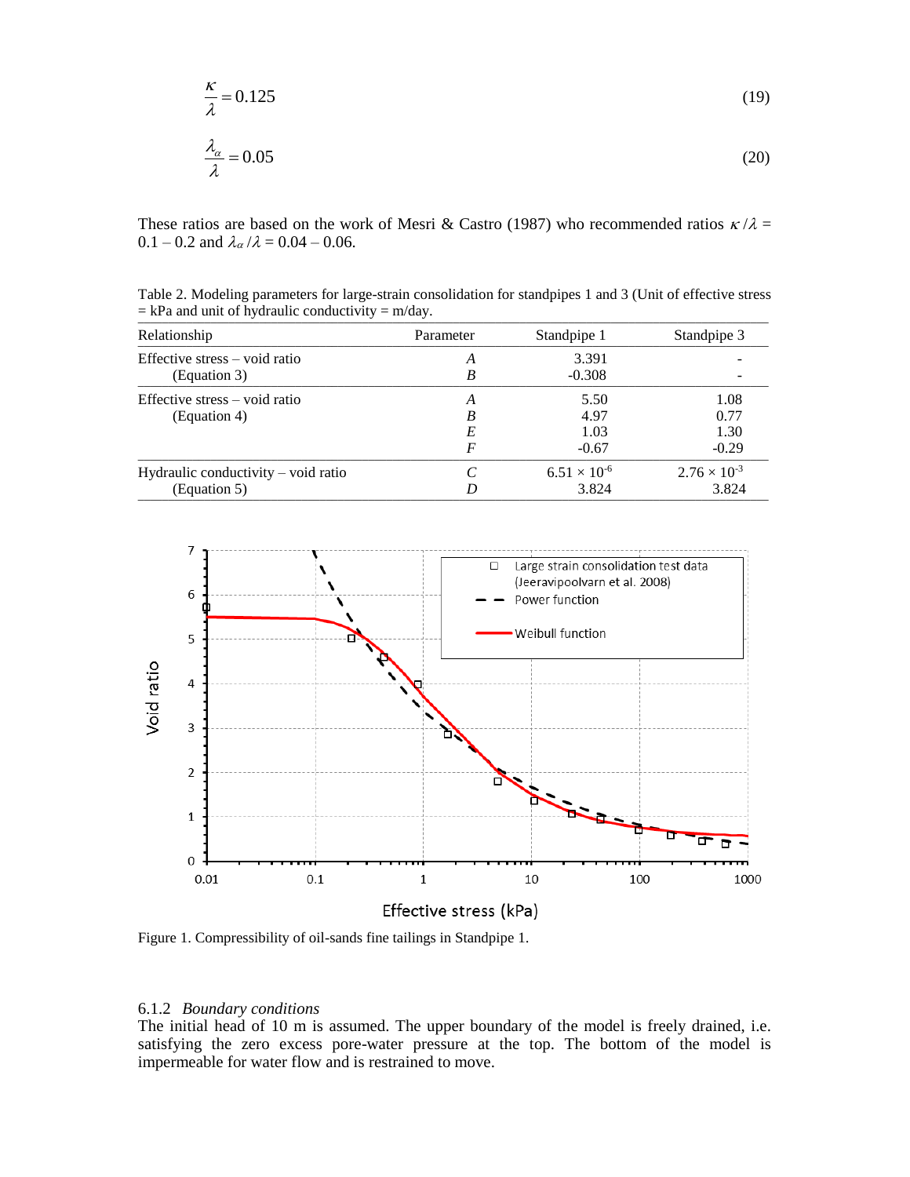$$\frac{\kappa}{\lambda} = 0.125 \tag{19}$$

$$\frac{\lambda_\alpha}{\lambda} = 0.05 \tag{20}$$

These ratios are based on the work of Mesri & Castro (1987) who recommended ratios $\kappa/\lambda$ = 0.1 – 0.2 and $\lambda_\alpha/\lambda$ = 0.04 – 0.06.

Table 2. Modeling parameters for large-strain consolidation for standpipes 1 and 3 (Unit of effective stress = kPa and unit of hydraulic conductivity = m/day.

| Relationship | Parameter | Standpipe 1 | Standpipe 3 |
|---|---|---|---|
| Effective stress – void ratio (Equation 3) | $A$ | 3.391 | - |
| | $B$ | -0.308 | - |
| Effective stress – void ratio (Equation 4) | $A$ | 5.50 | 1.08 |
| | $B$ | 4.97 | 0.77 |
| | $E$ | 1.03 | 1.30 |
| | $F$ | -0.67 | -0.29 |
| Hydraulic conductivity – void ratio (Equation 5) | $C$ | $6.51 \times 10^{-6}$ | $2.76 \times 10^{-3}$ |
| | $D$ | 3.824 | 3.824 |

Figure 1. Compressibility of oil-sands fine tailings in Standpipe 1.

### 6.1.2 *Boundary conditions*

The initial head of 10 m is assumed. The upper boundary of the model is freely drained, i.e. satisfying the zero excess pore-water pressure at the top. The bottom of the model is impermeable for water flow and is restrained to move.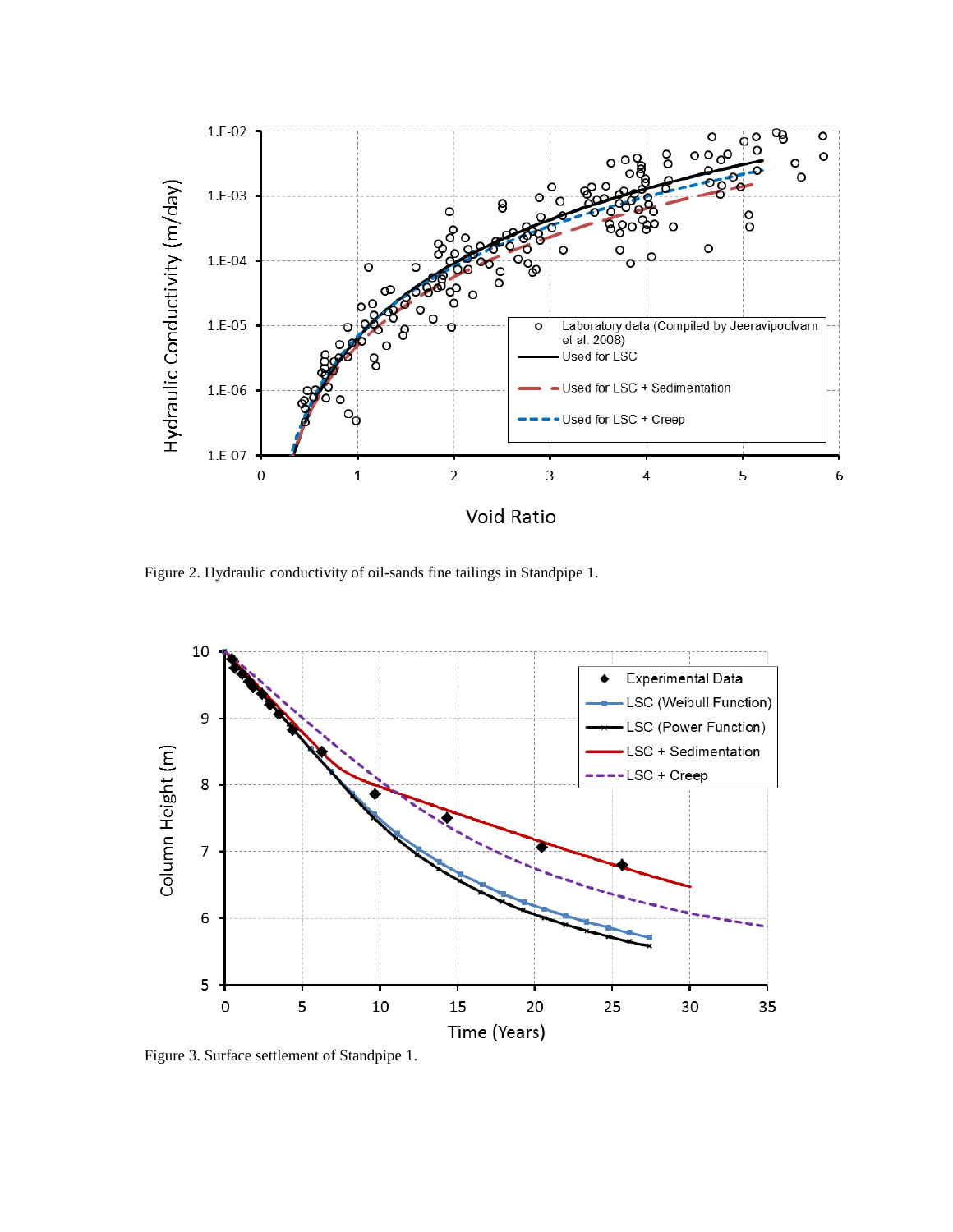Figure 2. Hydraulic conductivity of oil-sands fine tailings in Standpipe 1.

Figure 3. Surface settlement of Standpipe 1.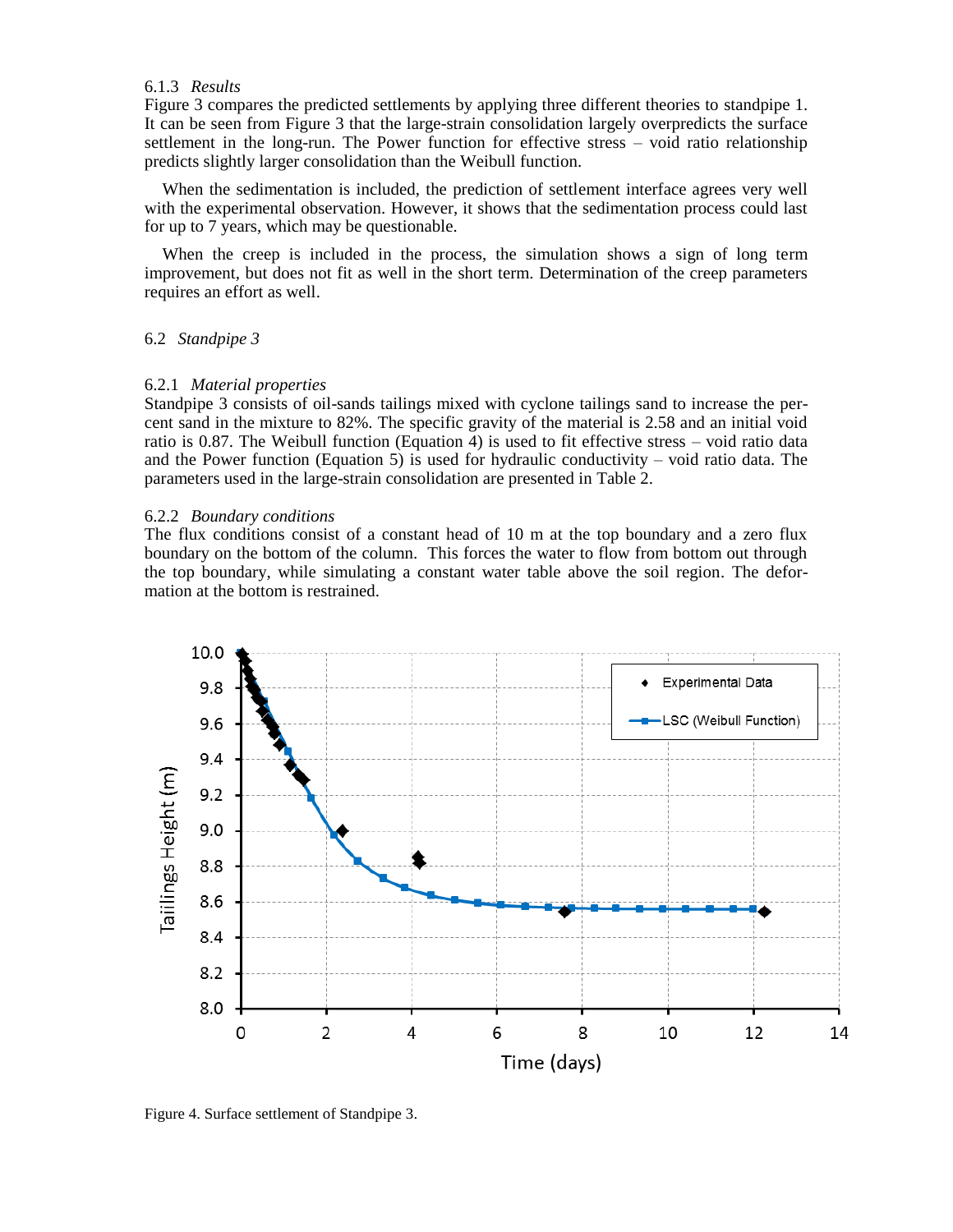#### 6.1.3 *Results*

Figure 3 compares the predicted settlements by applying three different theories to standpipe 1. It can be seen from Figure 3 that the large-strain consolidation largely overpredicts the surface settlement in the long-run. The Power function for effective stress – void ratio relationship predicts slightly larger consolidation than the Weibull function.

When the sedimentation is included, the prediction of settlement interface agrees very well with the experimental observation. However, it shows that the sedimentation process could last for up to 7 years, which may be questionable.

When the creep is included in the process, the simulation shows a sign of long term improvement, but does not fit as well in the short term. Determination of the creep parameters requires an effort as well.

### 6.2 *Standpipe 3*

#### 6.2.1 *Material properties*

Standpipe 3 consists of oil-sands tailings mixed with cyclone tailings sand to increase the percent sand in the mixture to 82%. The specific gravity of the material is 2.58 and an initial void ratio is 0.87. The Weibull function (Equation 4) is used to fit effective stress – void ratio data and the Power function (Equation 5) is used for hydraulic conductivity – void ratio data. The parameters used in the large-strain consolidation are presented in Table 2.

#### 6.2.2 *Boundary conditions*

The flux conditions consist of a constant head of 10 m at the top boundary and a zero flux boundary on the bottom of the column. This forces the water to flow from bottom out through the top boundary, while simulating a constant water table above the soil region. The deformation at the bottom is restrained.

Figure 4. Surface settlement of Standpipe 3.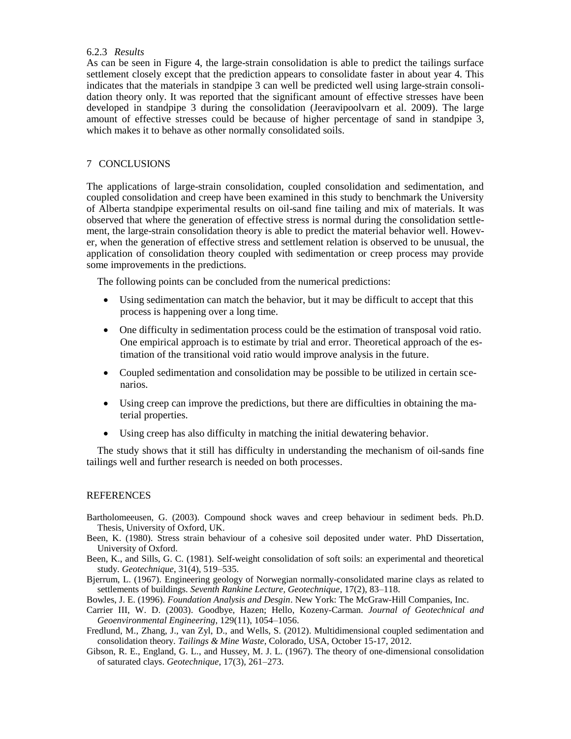### 6.2.3 *Results*

As can be seen in Figure 4, the large-strain consolidation is able to predict the tailings surface settlement closely except that the prediction appears to consolidate faster in about year 4. This indicates that the materials in standpipe 3 can well be predicted well using large-strain consolidation theory only. It was reported that the significant amount of effective stresses have been developed in standpipe 3 during the consolidation (Jeeravipoolvarn et al. 2009). The large amount of effective stresses could be because of higher percentage of sand in standpipe 3, which makes it to behave as other normally consolidated soils.

## 7 CONCLUSIONS

The applications of large-strain consolidation, coupled consolidation and sedimentation, and coupled consolidation and creep have been examined in this study to benchmark the University of Alberta standpipe experimental results on oil-sand fine tailing and mix of materials. It was observed that where the generation of effective stress is normal during the consolidation settlement, the large-strain consolidation theory is able to predict the material behavior well. However, when the generation of effective stress and settlement relation is observed to be unusual, the application of consolidation theory coupled with sedimentation or creep process may provide some improvements in the predictions.

The following points can be concluded from the numerical predictions:

- Using sedimentation can match the behavior, but it may be difficult to accept that this process is happening over a long time.
- One difficulty in sedimentation process could be the estimation of transposal void ratio. One empirical approach is to estimate by trial and error. Theoretical approach of the estimation of the transitional void ratio would improve analysis in the future.
- Coupled sedimentation and consolidation may be possible to be utilized in certain scenarios.
- Using creep can improve the predictions, but there are difficulties in obtaining the material properties.
- Using creep has also difficulty in matching the initial dewatering behavior.

The study shows that it still has difficulty in understanding the mechanism of oil-sands fine tailings well and further research is needed on both processes.

## REFERENCES

Bartholomeeusen, G. (2003). Compound shock waves and creep behaviour in sediment beds. Ph.D. Thesis, University of Oxford, UK.

Been, K. (1980). Stress strain behaviour of a cohesive soil deposited under water. PhD Dissertation, University of Oxford.

Been, K., and Sills, G. C. (1981). Self-weight consolidation of soft soils: an experimental and theoretical study. *Geotechnique*, 31(4), 519–535.

Bjerrum, L. (1967). Engineering geology of Norwegian normally-consolidated marine clays as related to settlements of buildings. *Seventh Rankine Lecture, Geotechnique*, 17(2), 83–118.

Bowles, J. E. (1996). *Foundation Analysis and Desgin*. New York: The McGraw-Hill Companies, Inc.

Carrier III, W. D. (2003). Goodbye, Hazen; Hello, Kozeny-Carman. *Journal of Geotechnical and Geoenvironmental Engineering*, 129(11), 1054–1056.

Fredlund, M., Zhang, J., van Zyl, D., and Wells, S. (2012). Multidimensional coupled sedimentation and consolidation theory. *Tailings & Mine Waste*, Colorado, USA, October 15-17, 2012.

Gibson, R. E., England, G. L., and Hussey, M. J. L. (1967). The theory of one-dimensional consolidation of saturated clays. *Geotechnique*, 17(3), 261–273.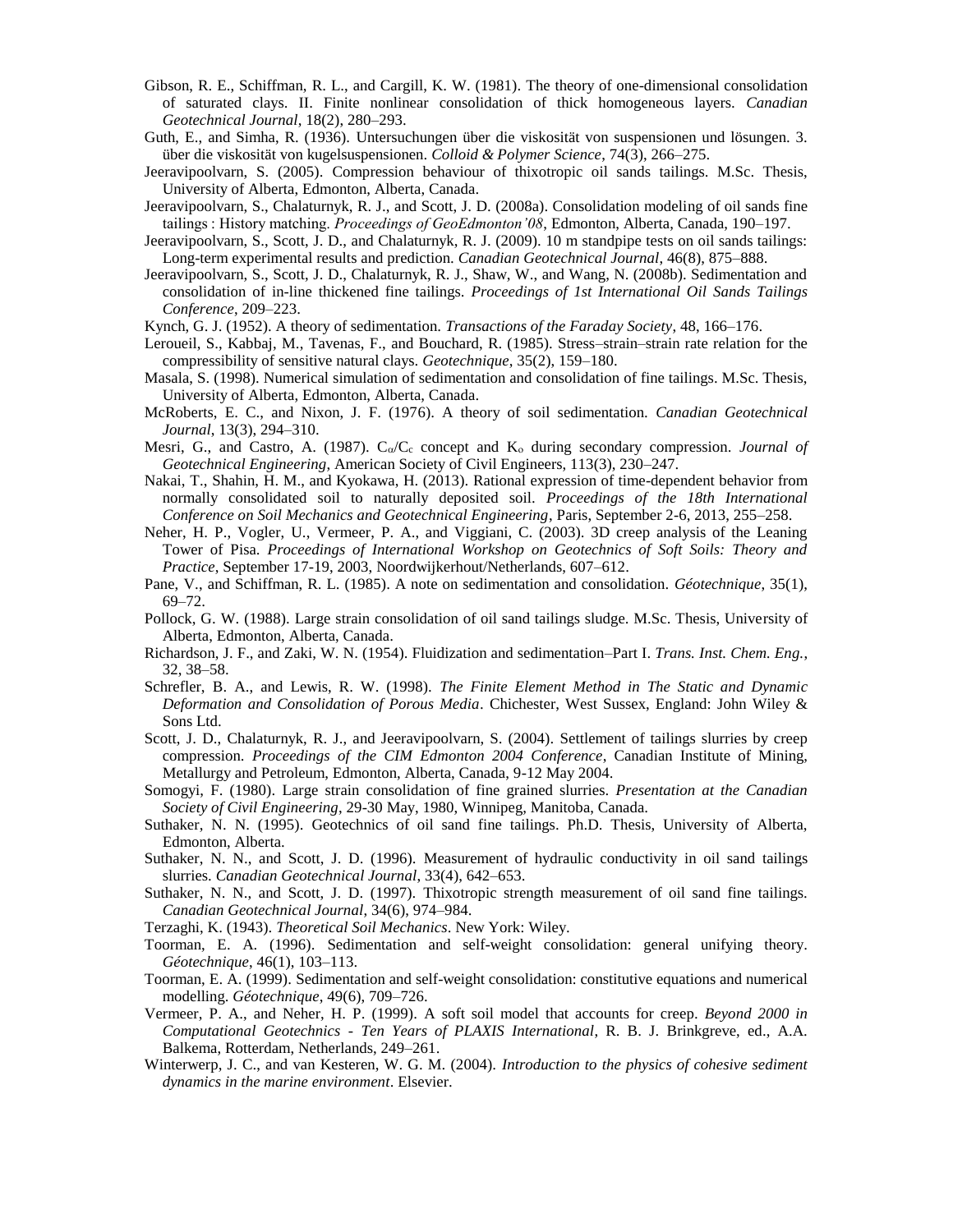Gibson, R. E., Schiffman, R. L., and Cargill, K. W. (1981). The theory of one-dimensional consolidation of saturated clays. II. Finite nonlinear consolidation of thick homogeneous layers. *Canadian Geotechnical Journal*, 18(2), 280–293.

Guth, E., and Simha, R. (1936). Untersuchungen über die viskosität von suspensionen und lösungen. 3. über die viskosität von kugelsuspensionen. *Colloid & Polymer Science*, 74(3), 266–275.

Jeeravipoolvarn, S. (2005). Compression behaviour of thixotropic oil sands tailings. M.Sc. Thesis, University of Alberta, Edmonton, Alberta, Canada.

Jeeravipoolvarn, S., Chalaturnyk, R. J., and Scott, J. D. (2008a). Consolidation modeling of oil sands fine tailings : History matching. *Proceedings of GeoEdmonton'08*, Edmonton, Alberta, Canada, 190–197.

Jeeravipoolvarn, S., Scott, J. D., and Chalaturnyk, R. J. (2009). 10 m standpipe tests on oil sands tailings: Long-term experimental results and prediction. *Canadian Geotechnical Journal*, 46(8), 875–888.

Jeeravipoolvarn, S., Scott, J. D., Chalaturnyk, R. J., Shaw, W., and Wang, N. (2008b). Sedimentation and consolidation of in-line thickened fine tailings. *Proceedings of 1st International Oil Sands Tailings Conference*, 209–223.

Kynch, G. J. (1952). A theory of sedimentation. *Transactions of the Faraday Society*, 48, 166–176.

Leroueil, S., Kabbaj, M., Tavenas, F., and Bouchard, R. (1985). Stress–strain–strain rate relation for the compressibility of sensitive natural clays. *Geotechnique*, 35(2), 159–180.

Masala, S. (1998). Numerical simulation of sedimentation and consolidation of fine tailings. M.Sc. Thesis, University of Alberta, Edmonton, Alberta, Canada.

McRoberts, E. C., and Nixon, J. F. (1976). A theory of soil sedimentation. *Canadian Geotechnical Journal*, 13(3), 294–310.

Mesri, G., and Castro, A. (1987). $C_\alpha/C_c$ concept and $K_o$ during secondary compression. *Journal of Geotechnical Engineering*, American Society of Civil Engineers, 113(3), 230–247.

Nakai, T., Shahin, H. M., and Kyokawa, H. (2013). Rational expression of time-dependent behavior from normally consolidated soil to naturally deposited soil. *Proceedings of the 18th International Conference on Soil Mechanics and Geotechnical Engineering*, Paris, September 2-6, 2013, 255–258.

Neher, H. P., Vogler, U., Vermeer, P. A., and Viggiani, C. (2003). 3D creep analysis of the Leaning Tower of Pisa. *Proceedings of International Workshop on Geotechnics of Soft Soils: Theory and Practice*, September 17-19, 2003, Noordwijkerhout/Netherlands, 607–612.

Pane, V., and Schiffman, R. L. (1985). A note on sedimentation and consolidation. *Géotechnique*, 35(1), 69–72.

Pollock, G. W. (1988). Large strain consolidation of oil sand tailings sludge. M.Sc. Thesis, University of Alberta, Edmonton, Alberta, Canada.

Richardson, J. F., and Zaki, W. N. (1954). Fluidization and sedimentation–Part I. *Trans. Inst. Chem. Eng.*, 32, 38–58.

Schrefler, B. A., and Lewis, R. W. (1998). *The Finite Element Method in The Static and Dynamic Deformation and Consolidation of Porous Media*. Chichester, West Sussex, England: John Wiley & Sons Ltd.

Scott, J. D., Chalaturnyk, R. J., and Jeeravipoolvarn, S. (2004). Settlement of tailings slurries by creep compression. *Proceedings of the CIM Edmonton 2004 Conference*, Canadian Institute of Mining, Metallurgy and Petroleum, Edmonton, Alberta, Canada, 9-12 May 2004.

Somogyi, F. (1980). Large strain consolidation of fine grained slurries. *Presentation at the Canadian Society of Civil Engineering*, 29-30 May, 1980, Winnipeg, Manitoba, Canada.

Suthaker, N. N. (1995). Geotechnics of oil sand fine tailings. Ph.D. Thesis, University of Alberta, Edmonton, Alberta.

Suthaker, N. N., and Scott, J. D. (1996). Measurement of hydraulic conductivity in oil sand tailings slurries. *Canadian Geotechnical Journal*, 33(4), 642–653.

Suthaker, N. N., and Scott, J. D. (1997). Thixotropic strength measurement of oil sand fine tailings. *Canadian Geotechnical Journal*, 34(6), 974–984.

Terzaghi, K. (1943). *Theoretical Soil Mechanics*. New York: Wiley.

Toorman, E. A. (1996). Sedimentation and self-weight consolidation: general unifying theory. *Géotechnique*, 46(1), 103–113.

Toorman, E. A. (1999). Sedimentation and self-weight consolidation: constitutive equations and numerical modelling. *Géotechnique*, 49(6), 709–726.

Vermeer, P. A., and Neher, H. P. (1999). A soft soil model that accounts for creep. *Beyond 2000 in Computational Geotechnics - Ten Years of PLAXIS International*, R. B. J. Brinkgreve, ed., A.A. Balkema, Rotterdam, Netherlands, 249–261.

Winterwerp, J. C., and van Kesteren, W. G. M. (2004). *Introduction to the physics of cohesive sediment dynamics in the marine environment*. Elsevier.